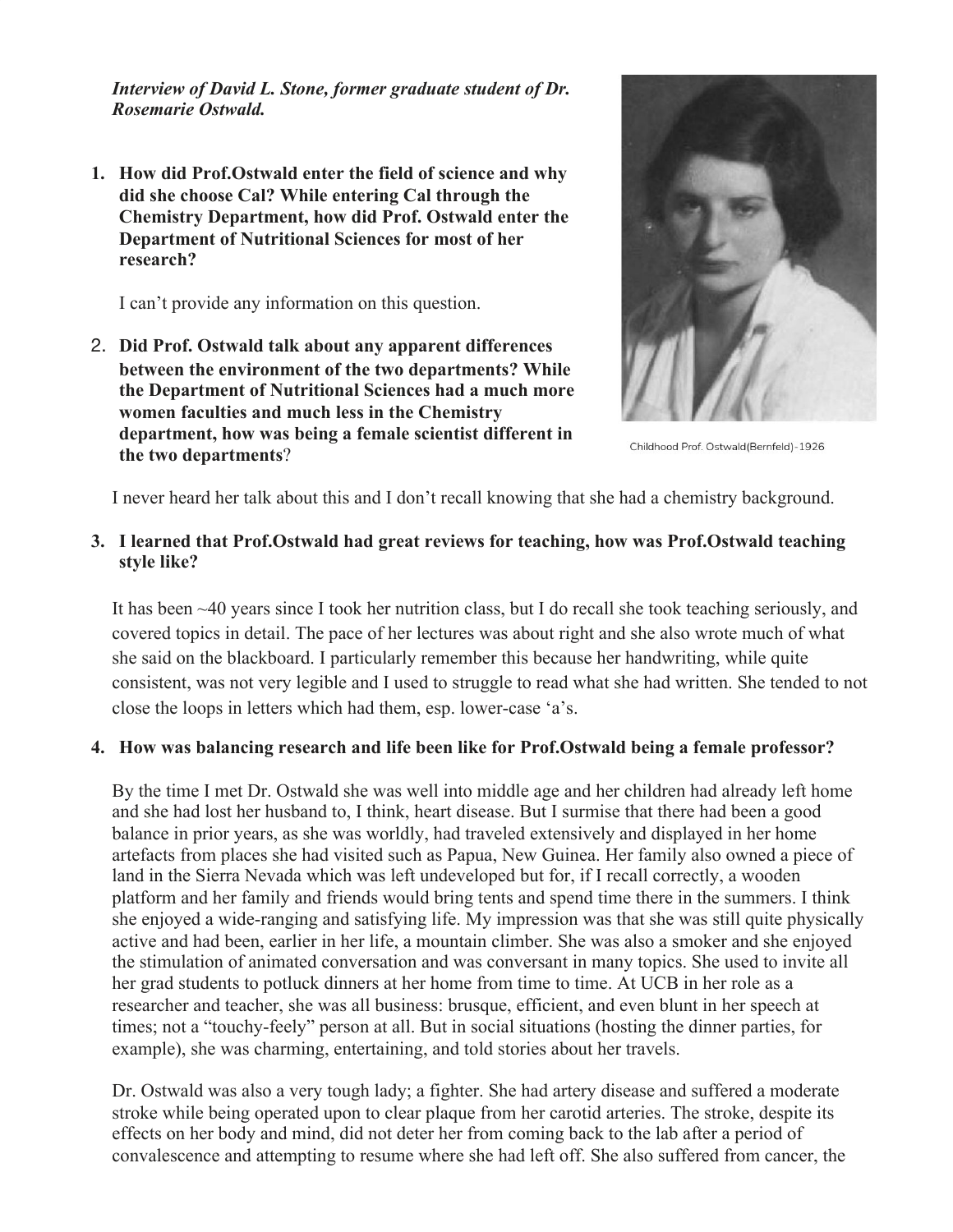*Interview of David L. Stone, former graduate student of Dr. Rosemarie Ostwald.*

1. **How did Prof.Ostwald enter the field of science and why did she choose Cal? While entering Cal through the Chemistry Department, how did Prof. Ostwald enter the Department of Nutritional Sciences for most of her research?**

   I can't provide any information on this question.

2. **Did Prof. Ostwald talk about any apparent differences between the environment of the two departments? While the Department of Nutritional Sciences had a much more women faculties and much less in the Chemistry department, how was being a female scientist different in the two departments**?

Childhood Prof. Ostwald(Bernfeld)-1926

I never heard her talk about this and I don't recall knowing that she had a chemistry background.

3. **I learned that Prof.Ostwald had great reviews for teaching, how was Prof.Ostwald teaching style like?**

   It has been ~40 years since I took her nutrition class, but I do recall she took teaching seriously, and covered topics in detail. The pace of her lectures was about right and she also wrote much of what she said on the blackboard. I particularly remember this because her handwriting, while quite consistent, was not very legible and I used to struggle to read what she had written. She tended to not close the loops in letters which had them, esp. lower-case 'a's.

4. **How was balancing research and life been like for Prof.Ostwald being a female professor?**

   By the time I met Dr. Ostwald she was well into middle age and her children had already left home and she had lost her husband to, I think, heart disease. But I surmise that there had been a good balance in prior years, as she was worldly, had traveled extensively and displayed in her home artefacts from places she had visited such as Papua, New Guinea. Her family also owned a piece of land in the Sierra Nevada which was left undeveloped but for, if I recall correctly, a wooden platform and her family and friends would bring tents and spend time there in the summers. I think she enjoyed a wide-ranging and satisfying life. My impression was that she was still quite physically active and had been, earlier in her life, a mountain climber. She was also a smoker and she enjoyed the stimulation of animated conversation and was conversant in many topics. She used to invite all her grad students to potluck dinners at her home from time to time. At UCB in her role as a researcher and teacher, she was all business: brusque, efficient, and even blunt in her speech at times; not a "touchy-feely" person at all. But in social situations (hosting the dinner parties, for example), she was charming, entertaining, and told stories about her travels.

   Dr. Ostwald was also a very tough lady; a fighter. She had artery disease and suffered a moderate stroke while being operated upon to clear plaque from her carotid arteries. The stroke, despite its effects on her body and mind, did not deter her from coming back to the lab after a period of convalescence and attempting to resume where she had left off. She also suffered from cancer, the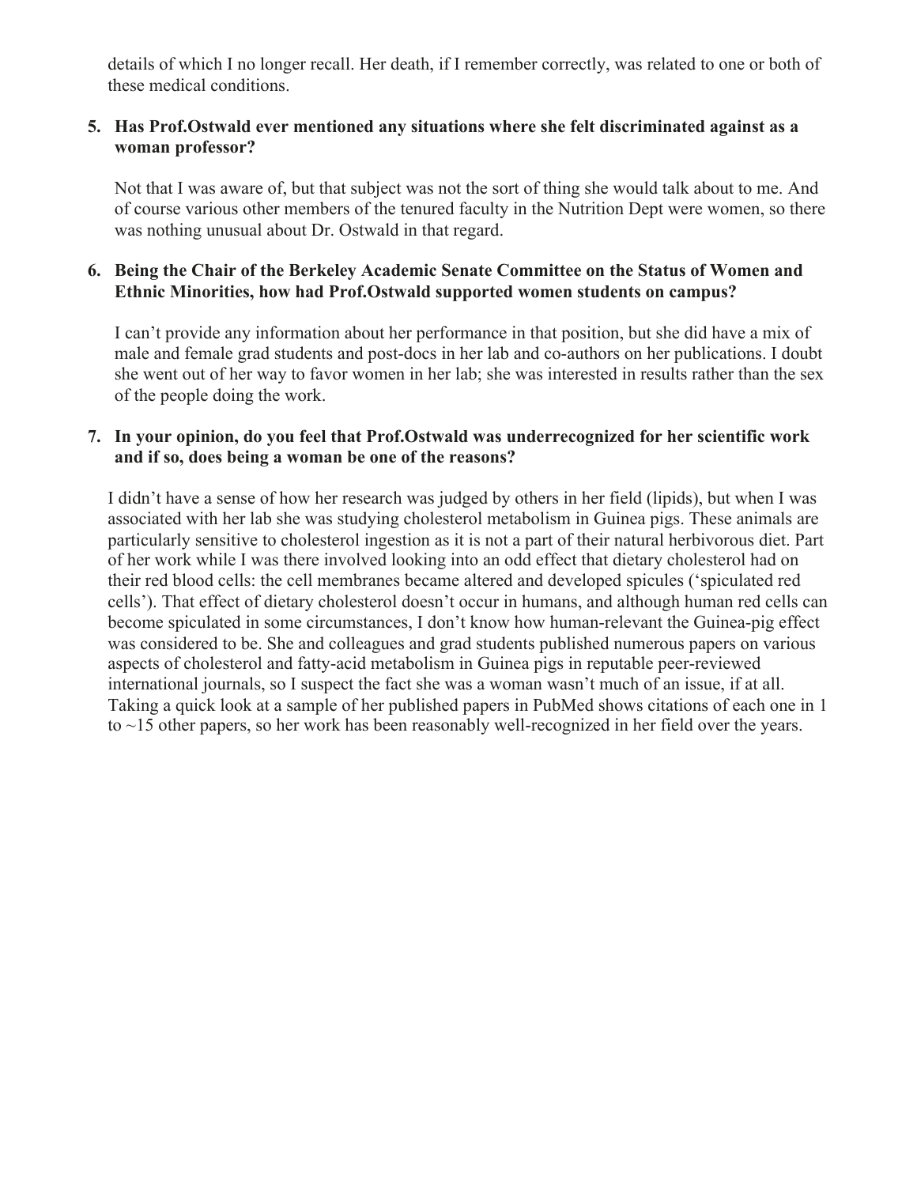details of which I no longer recall. Her death, if I remember correctly, was related to one or both of these medical conditions.

5. **Has Prof.Ostwald ever mentioned any situations where she felt discriminated against as a woman professor?**

   Not that I was aware of, but that subject was not the sort of thing she would talk about to me. And of course various other members of the tenured faculty in the Nutrition Dept were women, so there was nothing unusual about Dr. Ostwald in that regard.

6. **Being the Chair of the Berkeley Academic Senate Committee on the Status of Women and Ethnic Minorities, how had Prof.Ostwald supported women students on campus?**

   I can't provide any information about her performance in that position, but she did have a mix of male and female grad students and post-docs in her lab and co-authors on her publications. I doubt she went out of her way to favor women in her lab; she was interested in results rather than the sex of the people doing the work.

7. **In your opinion, do you feel that Prof.Ostwald was underrecognized for her scientific work and if so, does being a woman be one of the reasons?**

   I didn't have a sense of how her research was judged by others in her field (lipids), but when I was associated with her lab she was studying cholesterol metabolism in Guinea pigs. These animals are particularly sensitive to cholesterol ingestion as it is not a part of their natural herbivorous diet. Part of her work while I was there involved looking into an odd effect that dietary cholesterol had on their red blood cells: the cell membranes became altered and developed spicules ('spiculated red cells'). That effect of dietary cholesterol doesn't occur in humans, and although human red cells can become spiculated in some circumstances, I don't know how human-relevant the Guinea-pig effect was considered to be. She and colleagues and grad students published numerous papers on various aspects of cholesterol and fatty-acid metabolism in Guinea pigs in reputable peer-reviewed international journals, so I suspect the fact she was a woman wasn't much of an issue, if at all. Taking a quick look at a sample of her published papers in PubMed shows citations of each one in 1 to ~15 other papers, so her work has been reasonably well-recognized in her field over the years.